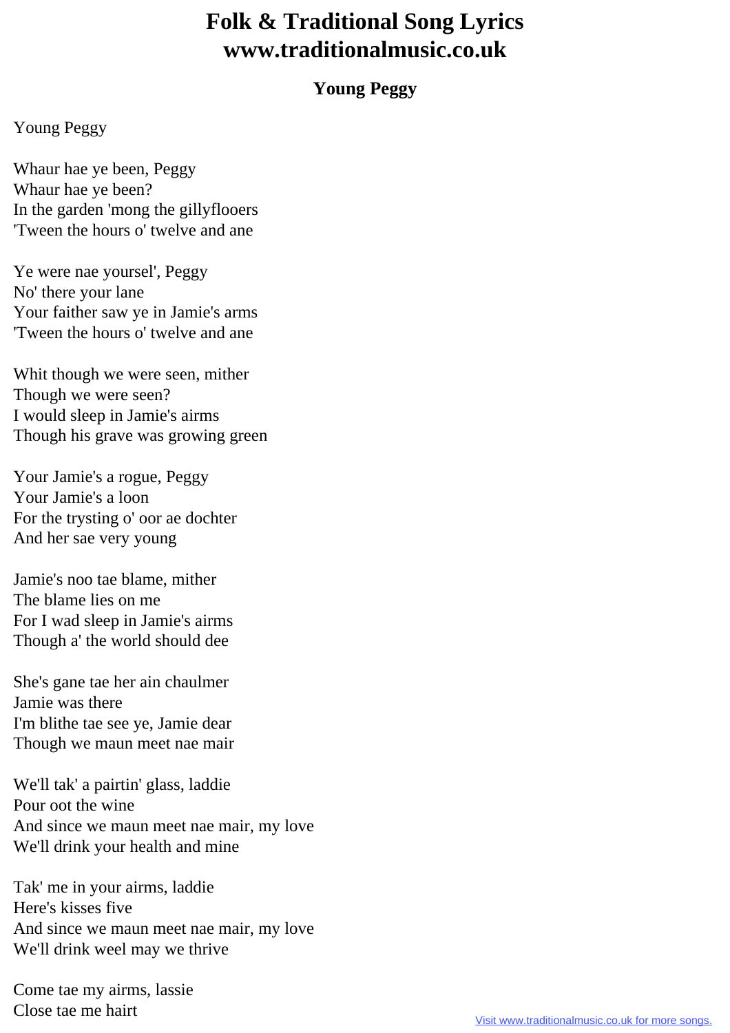# Folk & Traditional Song Lyrics www.traditionalmusic.co.uk

## Young Peggy

Young Peggy

Whaur hae ye been, Peggy
Whaur hae ye been?
In the garden 'mong the gillyflooers
'Tween the hours o' twelve and ane

Ye were nae yoursel', Peggy
No' there your lane
Your faither saw ye in Jamie's arms
'Tween the hours o' twelve and ane

Whit though we were seen, mither
Though we were seen?
I would sleep in Jamie's airms
Though his grave was growing green

Your Jamie's a rogue, Peggy
Your Jamie's a loon
For the trysting o' oor ae dochter
And her sae very young

Jamie's noo tae blame, mither
The blame lies on me
For I wad sleep in Jamie's airms
Though a' the world should dee

She's gane tae her ain chaulmer
Jamie was there
I'm blithe tae see ye, Jamie dear
Though we maun meet nae mair

We'll tak' a pairtin' glass, laddie
Pour oot the wine
And since we maun meet nae mair, my love
We'll drink your health and mine

Tak' me in your airms, laddie
Here's kisses five
And since we maun meet nae mair, my love
We'll drink weel may we thrive

Come tae my airms, lassie
Close tae me hairt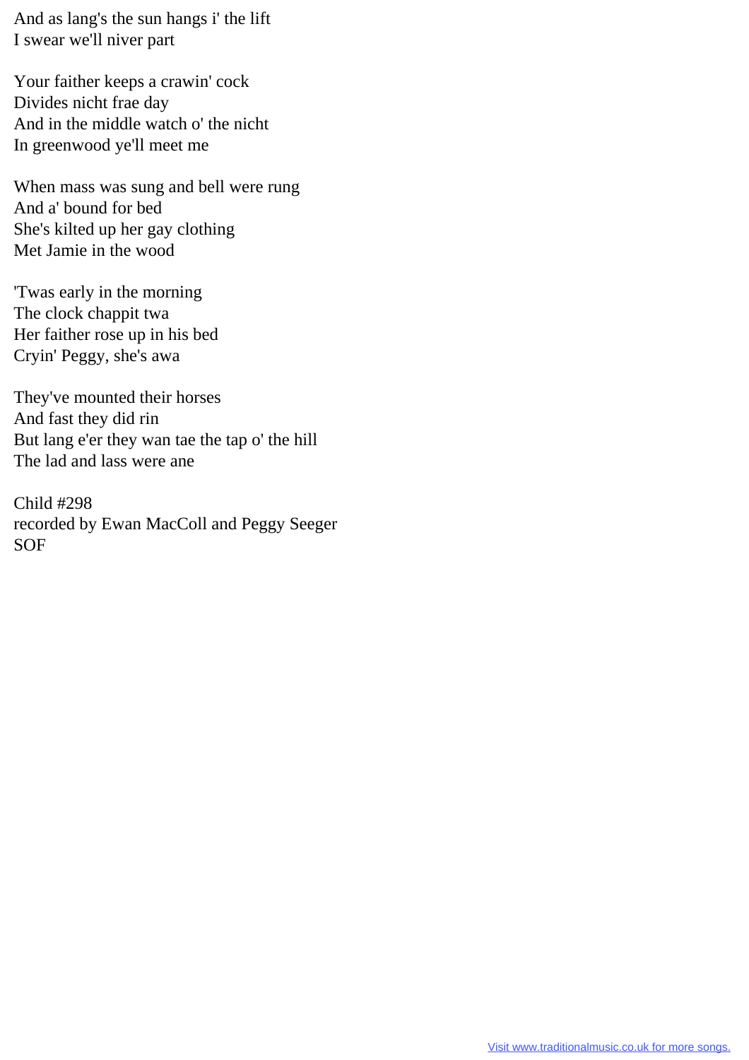And as lang's the sun hangs i' the lift
I swear we'll niver part

Your faither keeps a crawin' cock
Divides nicht frae day
And in the middle watch o' the nicht
In greenwood ye'll meet me

When mass was sung and bell were rung
And a' bound for bed
She's kilted up her gay clothing
Met Jamie in the wood

'Twas early in the morning
The clock chappit twa
Her faither rose up in his bed
Cryin' Peggy, she's awa

They've mounted their horses
And fast they did rin
But lang e'er they wan tae the tap o' the hill
The lad and lass were ane

Child #298
recorded by Ewan MacColl and Peggy Seeger
SOF